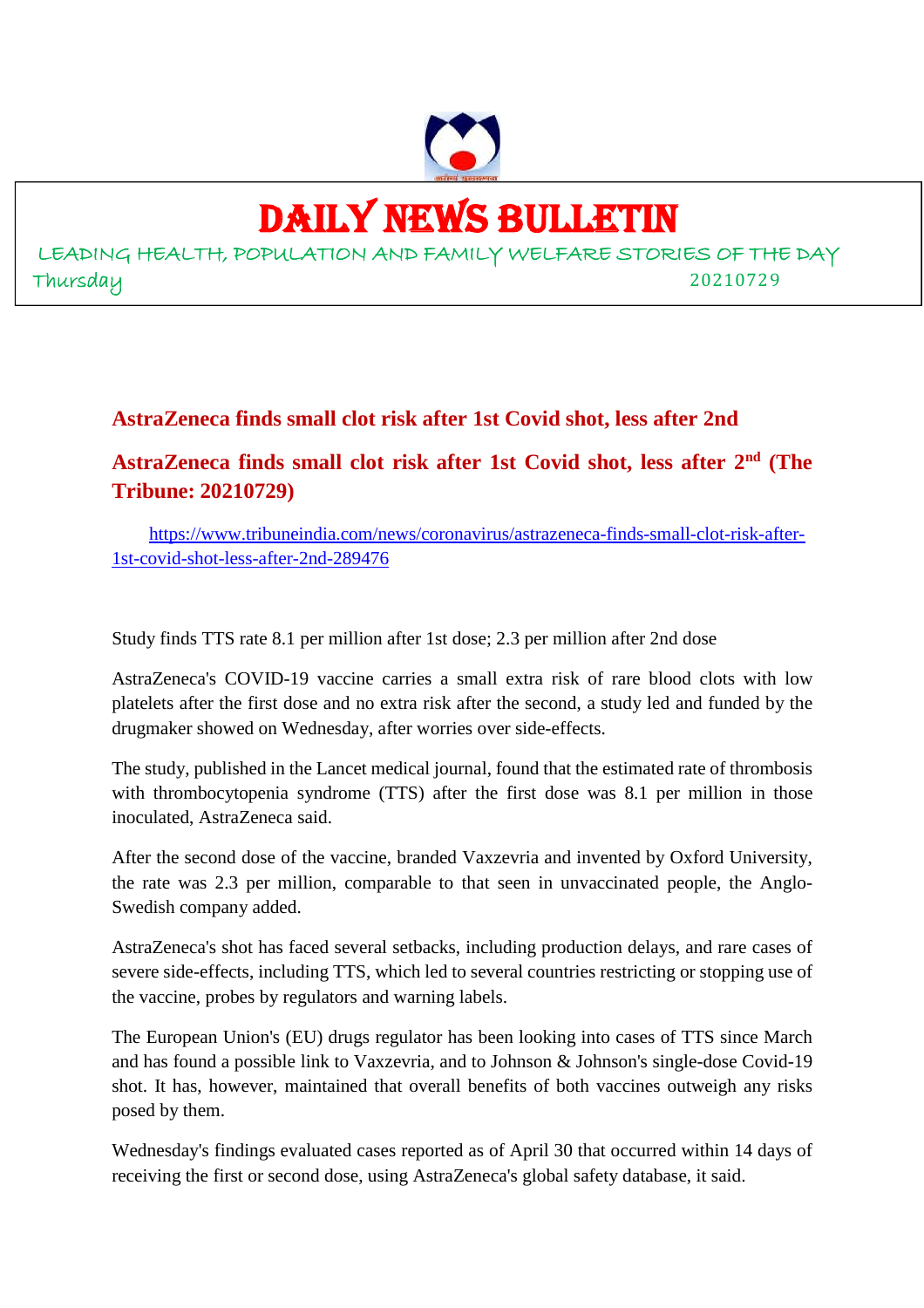# DAILY NEWS BULLETIN

LEADING HEALTH, POPULATION AND FAMILY WELFARE STORIES OF THE DAY

Thursday 20210729

## AstraZeneca finds small clot risk after 1st Covid shot, less after 2nd

**AstraZeneca finds small clot risk after 1st Covid shot, less after 2nd (The Tribune: 20210729)**

https://www.tribuneindia.com/news/coronavirus/astrazeneca-finds-small-clot-risk-after-1st-covid-shot-less-after-2nd-289476

Study finds TTS rate 8.1 per million after 1st dose; 2.3 per million after 2nd dose

AstraZeneca's COVID-19 vaccine carries a small extra risk of rare blood clots with low platelets after the first dose and no extra risk after the second, a study led and funded by the drugmaker showed on Wednesday, after worries over side-effects.

The study, published in the Lancet medical journal, found that the estimated rate of thrombosis with thrombocytopenia syndrome (TTS) after the first dose was 8.1 per million in those inoculated, AstraZeneca said.

After the second dose of the vaccine, branded Vaxzevria and invented by Oxford University, the rate was 2.3 per million, comparable to that seen in unvaccinated people, the Anglo-Swedish company added.

AstraZeneca's shot has faced several setbacks, including production delays, and rare cases of severe side-effects, including TTS, which led to several countries restricting or stopping use of the vaccine, probes by regulators and warning labels.

The European Union's (EU) drugs regulator has been looking into cases of TTS since March and has found a possible link to Vaxzevria, and to Johnson & Johnson's single-dose Covid-19 shot. It has, however, maintained that overall benefits of both vaccines outweigh any risks posed by them.

Wednesday's findings evaluated cases reported as of April 30 that occurred within 14 days of receiving the first or second dose, using AstraZeneca's global safety database, it said.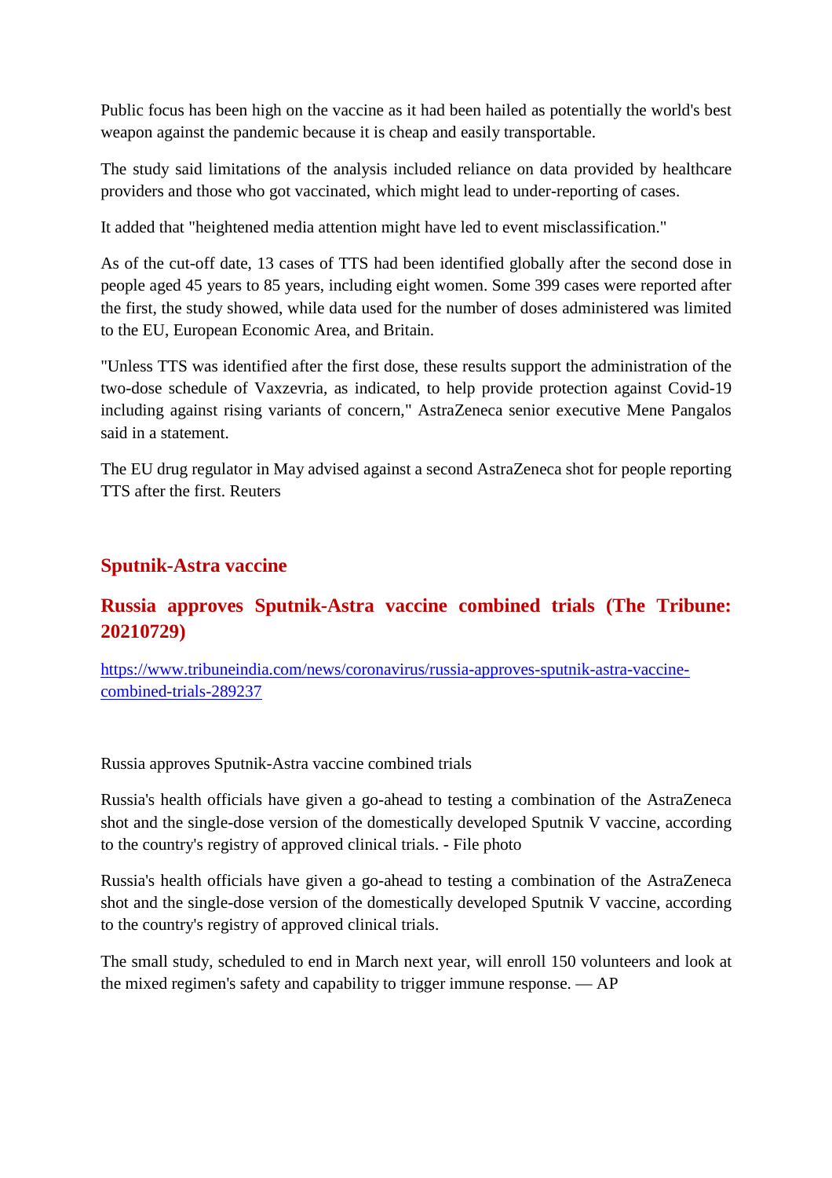Public focus has been high on the vaccine as it had been hailed as potentially the world's best weapon against the pandemic because it is cheap and easily transportable.

The study said limitations of the analysis included reliance on data provided by healthcare providers and those who got vaccinated, which might lead to under-reporting of cases.

It added that "heightened media attention might have led to event misclassification."

As of the cut-off date, 13 cases of TTS had been identified globally after the second dose in people aged 45 years to 85 years, including eight women. Some 399 cases were reported after the first, the study showed, while data used for the number of doses administered was limited to the EU, European Economic Area, and Britain.

"Unless TTS was identified after the first dose, these results support the administration of the two-dose schedule of Vaxzevria, as indicated, to help provide protection against Covid-19 including against rising variants of concern," AstraZeneca senior executive Mene Pangalos said in a statement.

The EU drug regulator in May advised against a second AstraZeneca shot for people reporting TTS after the first. Reuters

## Sputnik-Astra vaccine

### Russia approves Sputnik-Astra vaccine combined trials (The Tribune: 20210729)

https://www.tribuneindia.com/news/coronavirus/russia-approves-sputnik-astra-vaccine-combined-trials-289237

Russia approves Sputnik-Astra vaccine combined trials

Russia's health officials have given a go-ahead to testing a combination of the AstraZeneca shot and the single-dose version of the domestically developed Sputnik V vaccine, according to the country's registry of approved clinical trials. - File photo

Russia's health officials have given a go-ahead to testing a combination of the AstraZeneca shot and the single-dose version of the domestically developed Sputnik V vaccine, according to the country's registry of approved clinical trials.

The small study, scheduled to end in March next year, will enroll 150 volunteers and look at the mixed regimen's safety and capability to trigger immune response. — AP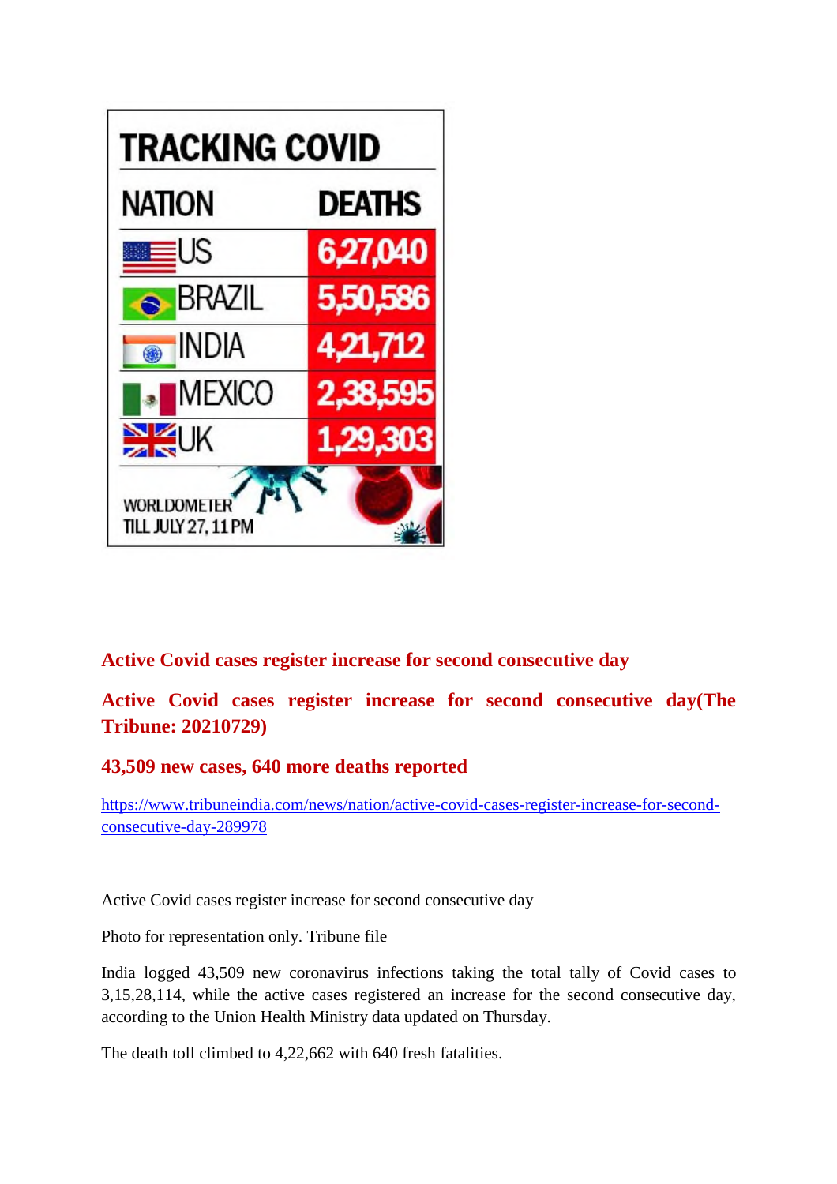## TRACKING COVID

| NATION | DEATHS |
|---|---|
| US | 6,27,040 |
| BRAZIL | 5,50,586 |
| INDIA | 4,21,712 |
| MEXICO | 2,38,595 |
| UK | 1,29,303 |

WORLDOMETER TILL JULY 27, 11 PM

### Active Covid cases register increase for second consecutive day

### Active Covid cases register increase for second consecutive day(The Tribune: 20210729)

### 43,509 new cases, 640 more deaths reported

https://www.tribuneindia.com/news/nation/active-covid-cases-register-increase-for-second-consecutive-day-289978

Active Covid cases register increase for second consecutive day

Photo for representation only. Tribune file

India logged 43,509 new coronavirus infections taking the total tally of Covid cases to 3,15,28,114, while the active cases registered an increase for the second consecutive day, according to the Union Health Ministry data updated on Thursday.

The death toll climbed to 4,22,662 with 640 fresh fatalities.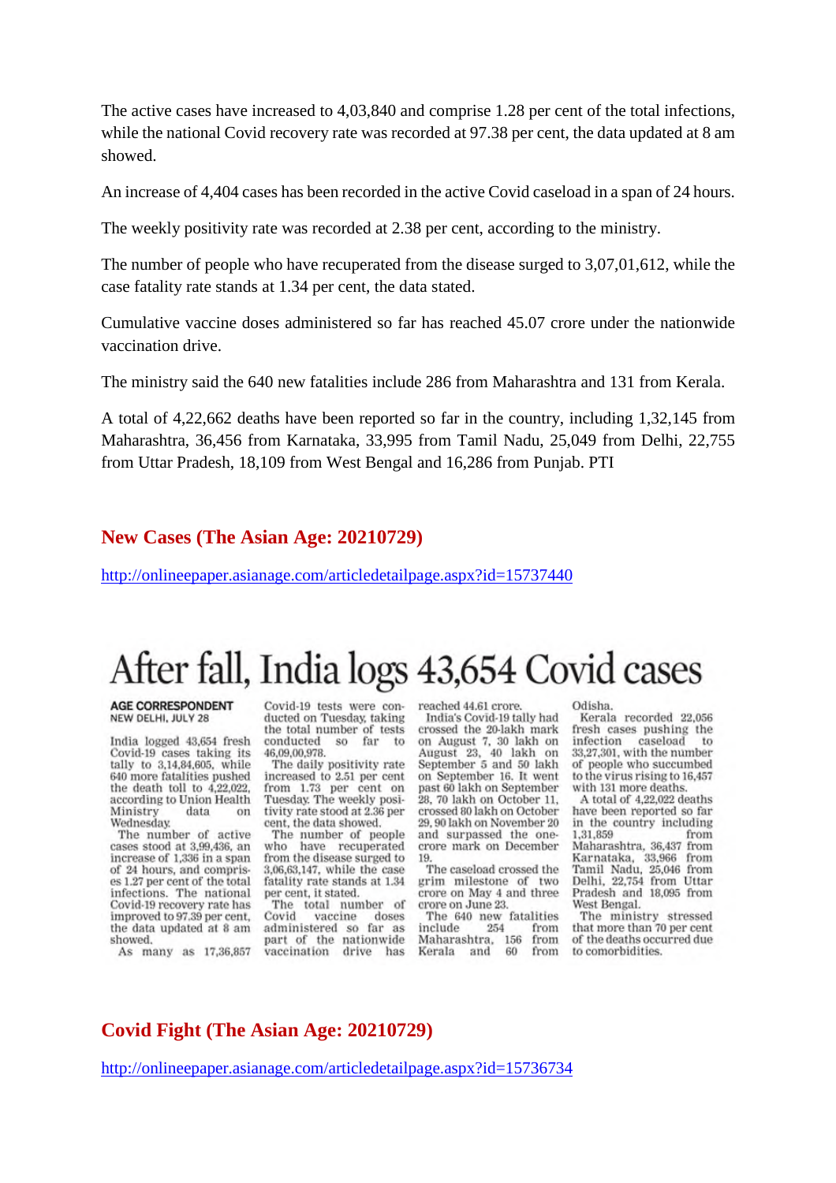The active cases have increased to 4,03,840 and comprise 1.28 per cent of the total infections, while the national Covid recovery rate was recorded at 97.38 per cent, the data updated at 8 am showed.

An increase of 4,404 cases has been recorded in the active Covid caseload in a span of 24 hours.

The weekly positivity rate was recorded at 2.38 per cent, according to the ministry.

The number of people who have recuperated from the disease surged to 3,07,01,612, while the case fatality rate stands at 1.34 per cent, the data stated.

Cumulative vaccine doses administered so far has reached 45.07 crore under the nationwide vaccination drive.

The ministry said the 640 new fatalities include 286 from Maharashtra and 131 from Kerala.

A total of 4,22,662 deaths have been reported so far in the country, including 1,32,145 from Maharashtra, 36,456 from Karnataka, 33,995 from Tamil Nadu, 25,049 from Delhi, 22,755 from Uttar Pradesh, 18,109 from West Bengal and 16,286 from Punjab. PTI

## New Cases (The Asian Age: 20210729)

http://onlineepaper.asianage.com/articledetailpage.aspx?id=15737440

# After fall, India logs 43,654 Covid cases

**AGE CORRESPONDENT**
NEW DELHI, JULY 28

India logged 43,654 fresh Covid-19 cases taking its tally to 3,14,84,605, while 640 more fatalities pushed the death toll to 4,22,022, according to Union Health Ministry data on Wednesday.

The number of active cases stood at 3,99,436, an increase of 1,336 in a span of 24 hours, and comprises 1.27 per cent of the total infections. The national Covid-19 recovery rate has improved to 97.39 per cent, the data updated at 8 am showed.

As many as 17,36,857 Covid-19 tests were conducted on Tuesday, taking the total number of tests conducted so far to 46,09,00,978.

The daily positivity rate increased to 2.51 per cent from 1.73 per cent on Tuesday. The weekly positivity rate stood at 2.36 per cent, the data showed.

The number of people who have recuperated from the disease surged to 3,06,63,147, while the case fatality rate stands at 1.34 per cent, it stated.

The total number of Covid vaccine doses administered so far as part of the nationwide vaccination drive has reached 44.61 crore.

India's Covid-19 tally had crossed the 20-lakh mark on August 7, 30 lakh on August 23, 40 lakh on September 5 and 50 lakh on September 16. It went past 60 lakh on September 28, 70 lakh on October 11, crossed 80 lakh on October 29, 90 lakh on November 20 and surpassed the one-crore mark on December 19.

The caseload crossed the grim milestone of two crore on May 4 and three crore on June 23.

The 640 new fatalities include 254 from Maharashtra, 156 from Kerala and 60 from Odisha.

Kerala recorded 22,056 fresh cases pushing the infection caseload to 33,27,301, with the number of people who succumbed to the virus rising to 16,457 with 131 more deaths.

A total of 4,22,022 deaths have been reported so far in the country including 1,31,859 from Maharashtra, 36,437 from Karnataka, 33,966 from Tamil Nadu, 25,046 from Delhi, 22,754 from Uttar Pradesh and 18,095 from West Bengal.

The ministry stressed that more than 70 per cent of the deaths occurred due to comorbidities.

## Covid Fight (The Asian Age: 20210729)

http://onlineepaper.asianage.com/articledetailpage.aspx?id=15736734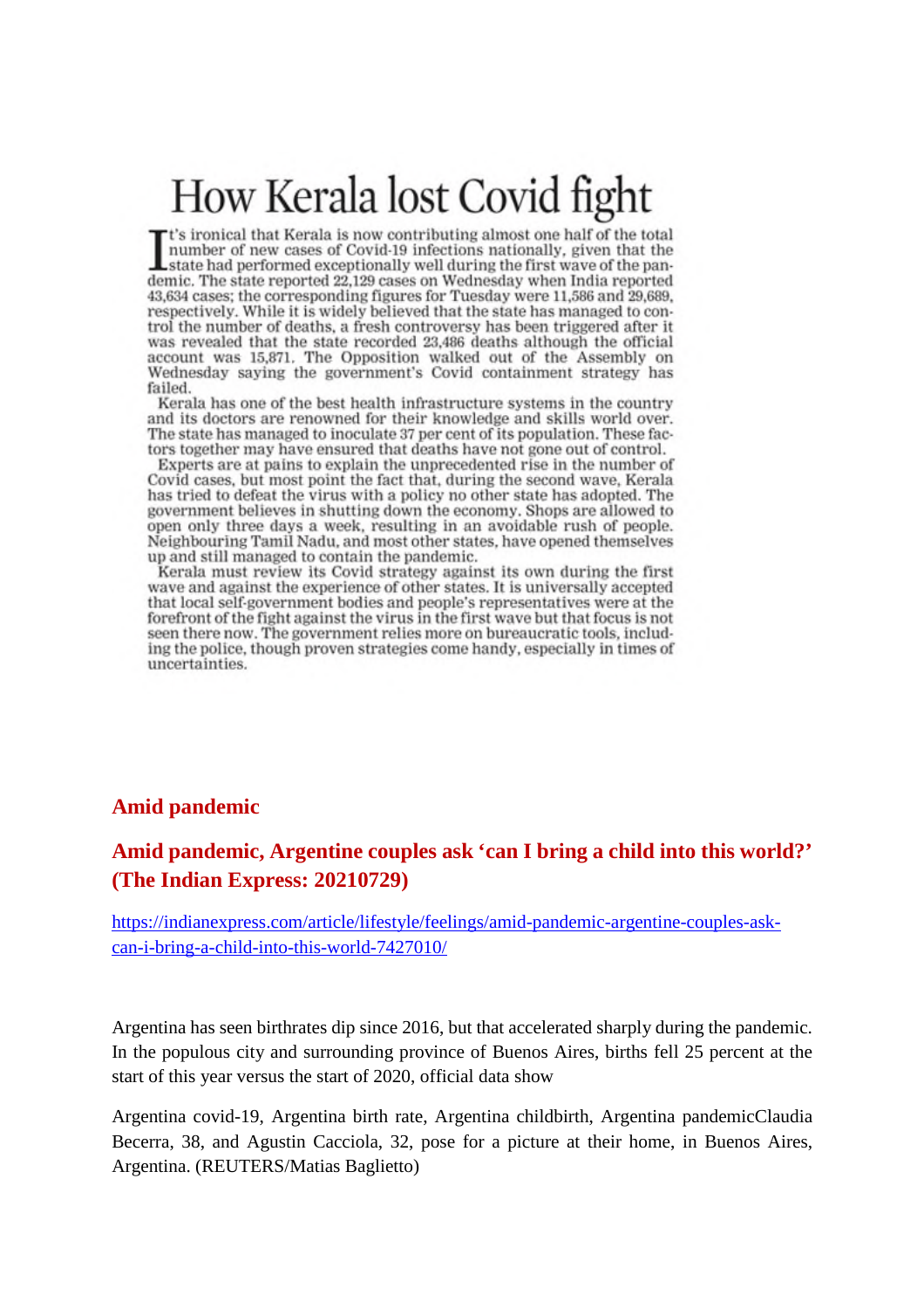# How Kerala lost Covid fight

It's ironical that Kerala is now contributing almost one half of the total number of new cases of Covid-19 infections nationally, given that the state had performed exceptionally well during the first wave of the pandemic. The state reported 22,129 cases on Wednesday when India reported 43,634 cases; the corresponding figures for Tuesday were 11,586 and 29,689, respectively. While it is widely believed that the state has managed to control the number of deaths, a fresh controversy has been triggered after it was revealed that the state recorded 23,486 deaths although the official account was 15,871. The Opposition walked out of the Assembly on Wednesday saying the government's Covid containment strategy has failed.

Kerala has one of the best health infrastructure systems in the country and its doctors are renowned for their knowledge and skills world over. The state has managed to inoculate 37 per cent of its population. These factors together may have ensured that deaths have not gone out of control.

Experts are at pains to explain the unprecedented rise in the number of Covid cases, but most point the fact that, during the second wave, Kerala has tried to defeat the virus with a policy no other state has adopted. The government believes in shutting down the economy. Shops are allowed to open only three days a week, resulting in an avoidable rush of people. Neighbouring Tamil Nadu, and most other states, have opened themselves up and still managed to contain the pandemic.

Kerala must review its Covid strategy against its own during the first wave and against the experience of other states. It is universally accepted that local self-government bodies and people's representatives were at the forefront of the fight against the virus in the first wave but that focus is not seen there now. The government relies more on bureaucratic tools, including the police, though proven strategies come handy, especially in times of uncertainties.

## Amid pandemic

## Amid pandemic, Argentine couples ask 'can I bring a child into this world?' (The Indian Express: 20210729)

https://indianexpress.com/article/lifestyle/feelings/amid-pandemic-argentine-couples-ask-can-i-bring-a-child-into-this-world-7427010/

Argentina has seen birthrates dip since 2016, but that accelerated sharply during the pandemic. In the populous city and surrounding province of Buenos Aires, births fell 25 percent at the start of this year versus the start of 2020, official data show

Argentina covid-19, Argentina birth rate, Argentina childbirth, Argentina pandemicClaudia Becerra, 38, and Agustin Cacciola, 32, pose for a picture at their home, in Buenos Aires, Argentina. (REUTERS/Matias Baglietto)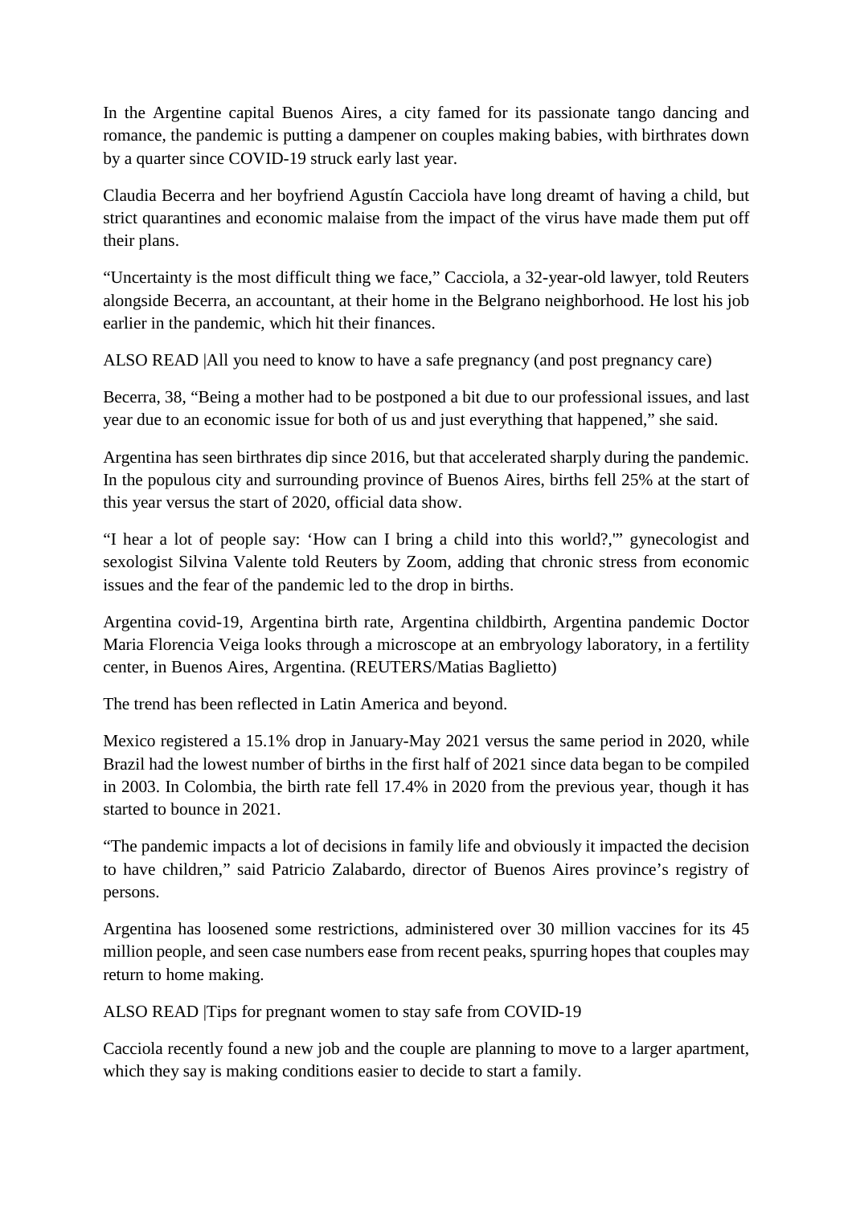In the Argentine capital Buenos Aires, a city famed for its passionate tango dancing and romance, the pandemic is putting a dampener on couples making babies, with birthrates down by a quarter since COVID-19 struck early last year.

Claudia Becerra and her boyfriend Agustín Cacciola have long dreamt of having a child, but strict quarantines and economic malaise from the impact of the virus have made them put off their plans.

"Uncertainty is the most difficult thing we face," Cacciola, a 32-year-old lawyer, told Reuters alongside Becerra, an accountant, at their home in the Belgrano neighborhood. He lost his job earlier in the pandemic, which hit their finances.

ALSO READ |All you need to know to have a safe pregnancy (and post pregnancy care)

Becerra, 38, "Being a mother had to be postponed a bit due to our professional issues, and last year due to an economic issue for both of us and just everything that happened," she said.

Argentina has seen birthrates dip since 2016, but that accelerated sharply during the pandemic. In the populous city and surrounding province of Buenos Aires, births fell 25% at the start of this year versus the start of 2020, official data show.

"I hear a lot of people say: 'How can I bring a child into this world?,'" gynecologist and sexologist Silvina Valente told Reuters by Zoom, adding that chronic stress from economic issues and the fear of the pandemic led to the drop in births.

Argentina covid-19, Argentina birth rate, Argentina childbirth, Argentina pandemic Doctor Maria Florencia Veiga looks through a microscope at an embryology laboratory, in a fertility center, in Buenos Aires, Argentina. (REUTERS/Matias Baglietto)

The trend has been reflected in Latin America and beyond.

Mexico registered a 15.1% drop in January-May 2021 versus the same period in 2020, while Brazil had the lowest number of births in the first half of 2021 since data began to be compiled in 2003. In Colombia, the birth rate fell 17.4% in 2020 from the previous year, though it has started to bounce in 2021.

"The pandemic impacts a lot of decisions in family life and obviously it impacted the decision to have children," said Patricio Zalabardo, director of Buenos Aires province's registry of persons.

Argentina has loosened some restrictions, administered over 30 million vaccines for its 45 million people, and seen case numbers ease from recent peaks, spurring hopes that couples may return to home making.

ALSO READ |Tips for pregnant women to stay safe from COVID-19

Cacciola recently found a new job and the couple are planning to move to a larger apartment, which they say is making conditions easier to decide to start a family.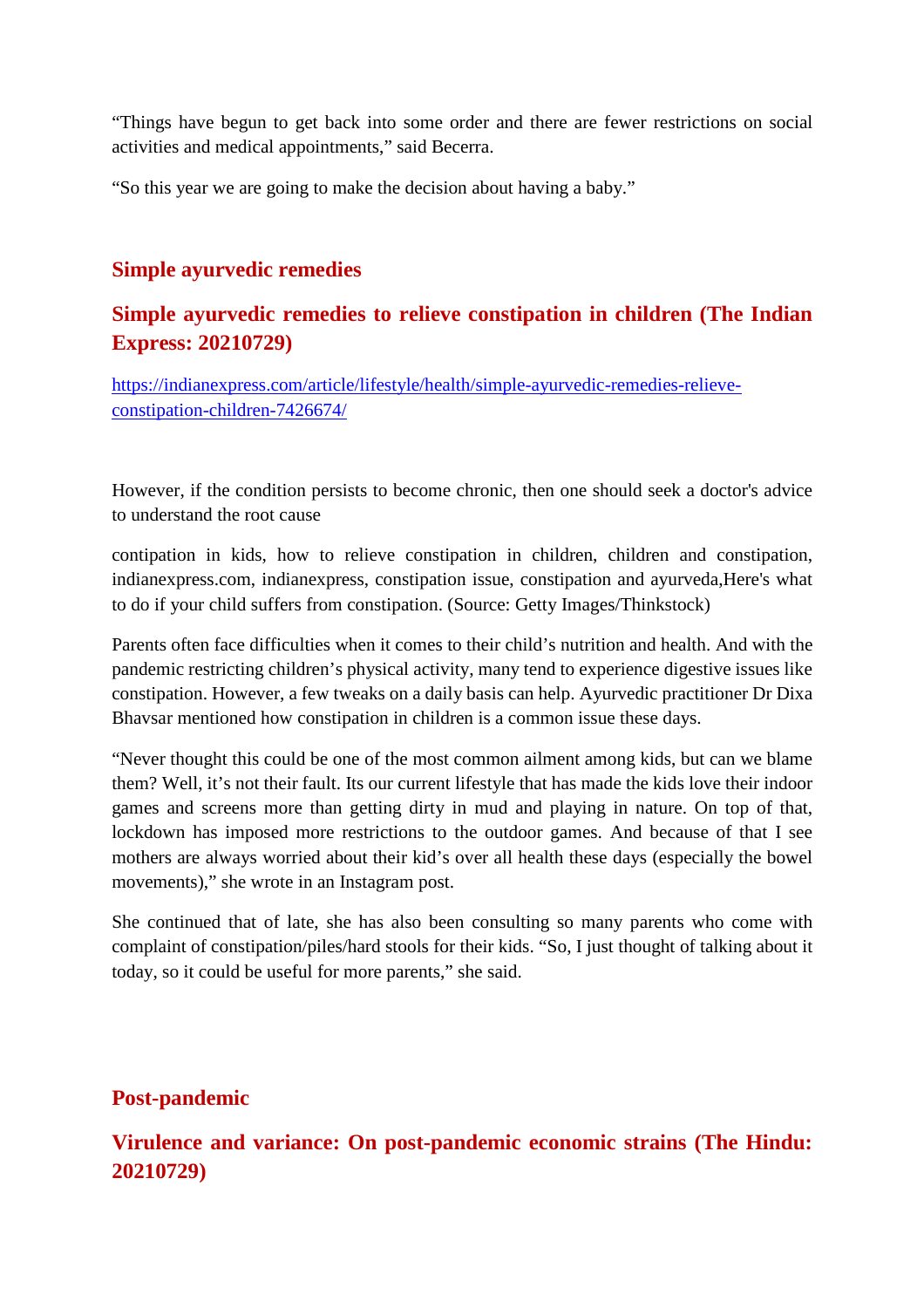"Things have begun to get back into some order and there are fewer restrictions on social activities and medical appointments," said Becerra.

"So this year we are going to make the decision about having a baby."

## Simple ayurvedic remedies

## Simple ayurvedic remedies to relieve constipation in children (The Indian Express: 20210729)

[https://indianexpress.com/article/lifestyle/health/simple-ayurvedic-remedies-relieve-constipation-children-7426674/](https://indianexpress.com/article/lifestyle/health/simple-ayurvedic-remedies-relieve-constipation-children-7426674/)

However, if the condition persists to become chronic, then one should seek a doctor's advice to understand the root cause

contipation in kids, how to relieve constipation in children, children and constipation, indianexpress.com, indianexpress, constipation issue, constipation and ayurveda,Here's what to do if your child suffers from constipation. (Source: Getty Images/Thinkstock)

Parents often face difficulties when it comes to their child's nutrition and health. And with the pandemic restricting children's physical activity, many tend to experience digestive issues like constipation. However, a few tweaks on a daily basis can help. Ayurvedic practitioner Dr Dixa Bhavsar mentioned how constipation in children is a common issue these days.

"Never thought this could be one of the most common ailment among kids, but can we blame them? Well, it's not their fault. Its our current lifestyle that has made the kids love their indoor games and screens more than getting dirty in mud and playing in nature. On top of that, lockdown has imposed more restrictions to the outdoor games. And because of that I see mothers are always worried about their kid's over all health these days (especially the bowel movements)," she wrote in an Instagram post.

She continued that of late, she has also been consulting so many parents who come with complaint of constipation/piles/hard stools for their kids. "So, I just thought of talking about it today, so it could be useful for more parents," she said.

## Post-pandemic

## Virulence and variance: On post-pandemic economic strains (The Hindu: 20210729)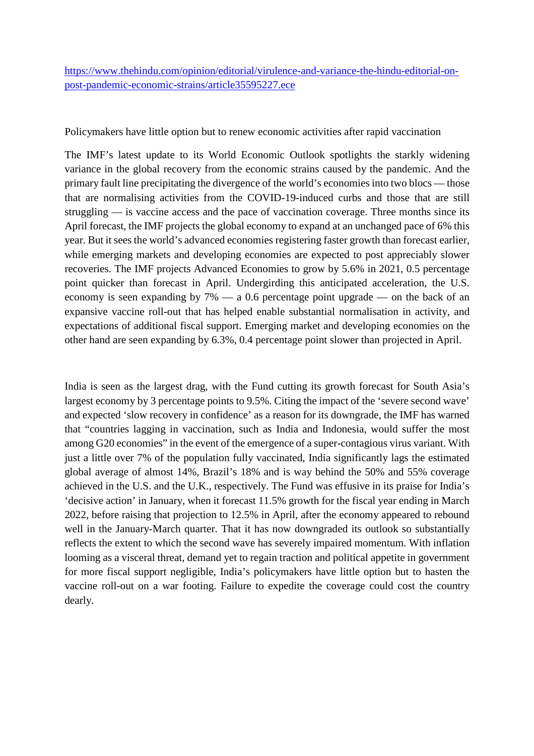[https://www.thehindu.com/opinion/editorial/virulence-and-variance-the-hindu-editorial-on-post-pandemic-economic-strains/article35595227.ece](https://www.thehindu.com/opinion/editorial/virulence-and-variance-the-hindu-editorial-on-post-pandemic-economic-strains/article35595227.ece)

Policymakers have little option but to renew economic activities after rapid vaccination

The IMF's latest update to its World Economic Outlook spotlights the starkly widening variance in the global recovery from the economic strains caused by the pandemic. And the primary fault line precipitating the divergence of the world's economies into two blocs — those that are normalising activities from the COVID-19-induced curbs and those that are still struggling — is vaccine access and the pace of vaccination coverage. Three months since its April forecast, the IMF projects the global economy to expand at an unchanged pace of 6% this year. But it sees the world's advanced economies registering faster growth than forecast earlier, while emerging markets and developing economies are expected to post appreciably slower recoveries. The IMF projects Advanced Economies to grow by 5.6% in 2021, 0.5 percentage point quicker than forecast in April. Undergirding this anticipated acceleration, the U.S. economy is seen expanding by 7% — a 0.6 percentage point upgrade — on the back of an expansive vaccine roll-out that has helped enable substantial normalisation in activity, and expectations of additional fiscal support. Emerging market and developing economies on the other hand are seen expanding by 6.3%, 0.4 percentage point slower than projected in April.

India is seen as the largest drag, with the Fund cutting its growth forecast for South Asia's largest economy by 3 percentage points to 9.5%. Citing the impact of the 'severe second wave' and expected 'slow recovery in confidence' as a reason for its downgrade, the IMF has warned that "countries lagging in vaccination, such as India and Indonesia, would suffer the most among G20 economies" in the event of the emergence of a super-contagious virus variant. With just a little over 7% of the population fully vaccinated, India significantly lags the estimated global average of almost 14%, Brazil's 18% and is way behind the 50% and 55% coverage achieved in the U.S. and the U.K., respectively. The Fund was effusive in its praise for India's 'decisive action' in January, when it forecast 11.5% growth for the fiscal year ending in March 2022, before raising that projection to 12.5% in April, after the economy appeared to rebound well in the January-March quarter. That it has now downgraded its outlook so substantially reflects the extent to which the second wave has severely impaired momentum. With inflation looming as a visceral threat, demand yet to regain traction and political appetite in government for more fiscal support negligible, India's policymakers have little option but to hasten the vaccine roll-out on a war footing. Failure to expedite the coverage could cost the country dearly.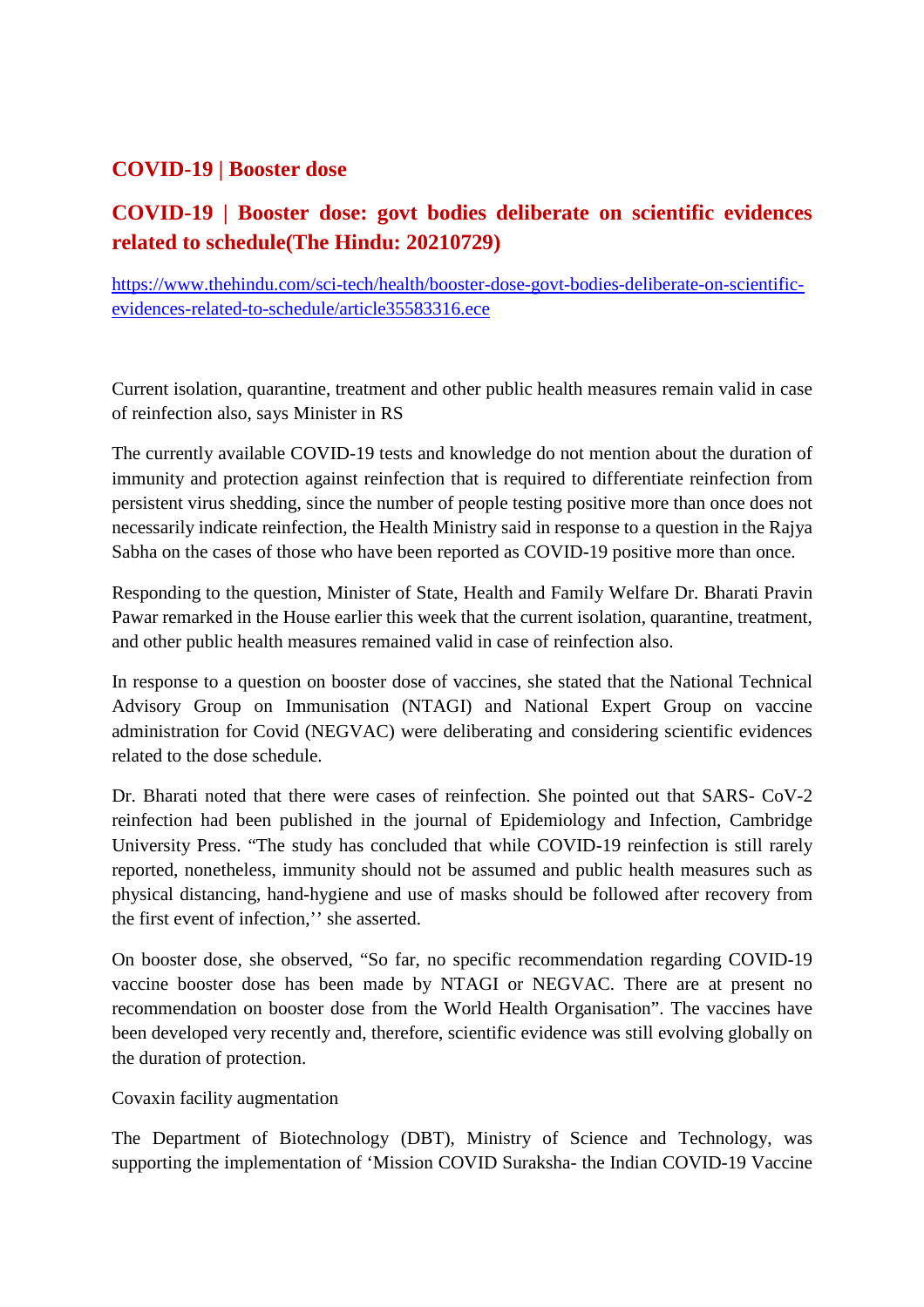## COVID-19 | Booster dose

## COVID-19 | Booster dose: govt bodies deliberate on scientific evidences related to schedule(The Hindu: 20210729)

https://www.thehindu.com/sci-tech/health/booster-dose-govt-bodies-deliberate-on-scientific-evidences-related-to-schedule/article35583316.ece

Current isolation, quarantine, treatment and other public health measures remain valid in case of reinfection also, says Minister in RS

The currently available COVID-19 tests and knowledge do not mention about the duration of immunity and protection against reinfection that is required to differentiate reinfection from persistent virus shedding, since the number of people testing positive more than once does not necessarily indicate reinfection, the Health Ministry said in response to a question in the Rajya Sabha on the cases of those who have been reported as COVID-19 positive more than once.

Responding to the question, Minister of State, Health and Family Welfare Dr. Bharati Pravin Pawar remarked in the House earlier this week that the current isolation, quarantine, treatment, and other public health measures remained valid in case of reinfection also.

In response to a question on booster dose of vaccines, she stated that the National Technical Advisory Group on Immunisation (NTAGI) and National Expert Group on vaccine administration for Covid (NEGVAC) were deliberating and considering scientific evidences related to the dose schedule.

Dr. Bharati noted that there were cases of reinfection. She pointed out that SARS- CoV-2 reinfection had been published in the journal of Epidemiology and Infection, Cambridge University Press. "The study has concluded that while COVID-19 reinfection is still rarely reported, nonetheless, immunity should not be assumed and public health measures such as physical distancing, hand-hygiene and use of masks should be followed after recovery from the first event of infection,'' she asserted.

On booster dose, she observed, "So far, no specific recommendation regarding COVID-19 vaccine booster dose has been made by NTAGI or NEGVAC. There are at present no recommendation on booster dose from the World Health Organisation". The vaccines have been developed very recently and, therefore, scientific evidence was still evolving globally on the duration of protection.

Covaxin facility augmentation

The Department of Biotechnology (DBT), Ministry of Science and Technology, was supporting the implementation of 'Mission COVID Suraksha- the Indian COVID-19 Vaccine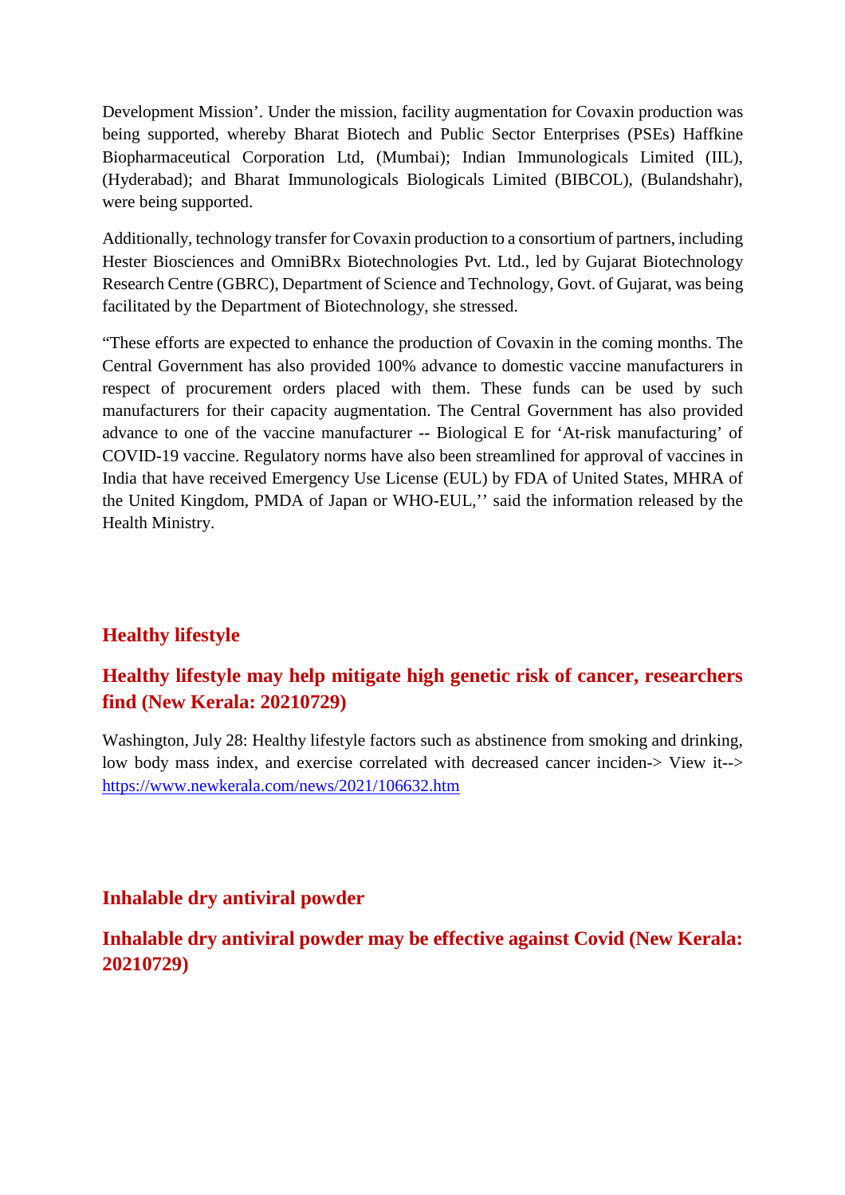Development Mission'. Under the mission, facility augmentation for Covaxin production was being supported, whereby Bharat Biotech and Public Sector Enterprises (PSEs) Haffkine Biopharmaceutical Corporation Ltd, (Mumbai); Indian Immunologicals Limited (IIL), (Hyderabad); and Bharat Immunologicals Biologicals Limited (BIBCOL), (Bulandshahr), were being supported.

Additionally, technology transfer for Covaxin production to a consortium of partners, including Hester Biosciences and OmniBRx Biotechnologies Pvt. Ltd., led by Gujarat Biotechnology Research Centre (GBRC), Department of Science and Technology, Govt. of Gujarat, was being facilitated by the Department of Biotechnology, she stressed.

"These efforts are expected to enhance the production of Covaxin in the coming months. The Central Government has also provided 100% advance to domestic vaccine manufacturers in respect of procurement orders placed with them. These funds can be used by such manufacturers for their capacity augmentation. The Central Government has also provided advance to one of the vaccine manufacturer -- Biological E for 'At-risk manufacturing' of COVID-19 vaccine. Regulatory norms have also been streamlined for approval of vaccines in India that have received Emergency Use License (EUL) by FDA of United States, MHRA of the United Kingdom, PMDA of Japan or WHO-EUL,'' said the information released by the Health Ministry.

## Healthy lifestyle

### Healthy lifestyle may help mitigate high genetic risk of cancer, researchers find (New Kerala: 20210729)

Washington, July 28: Healthy lifestyle factors such as abstinence from smoking and drinking, low body mass index, and exercise correlated with decreased cancer inciden-> View it--> https://www.newkerala.com/news/2021/106632.htm

## Inhalable dry antiviral powder

### Inhalable dry antiviral powder may be effective against Covid (New Kerala: 20210729)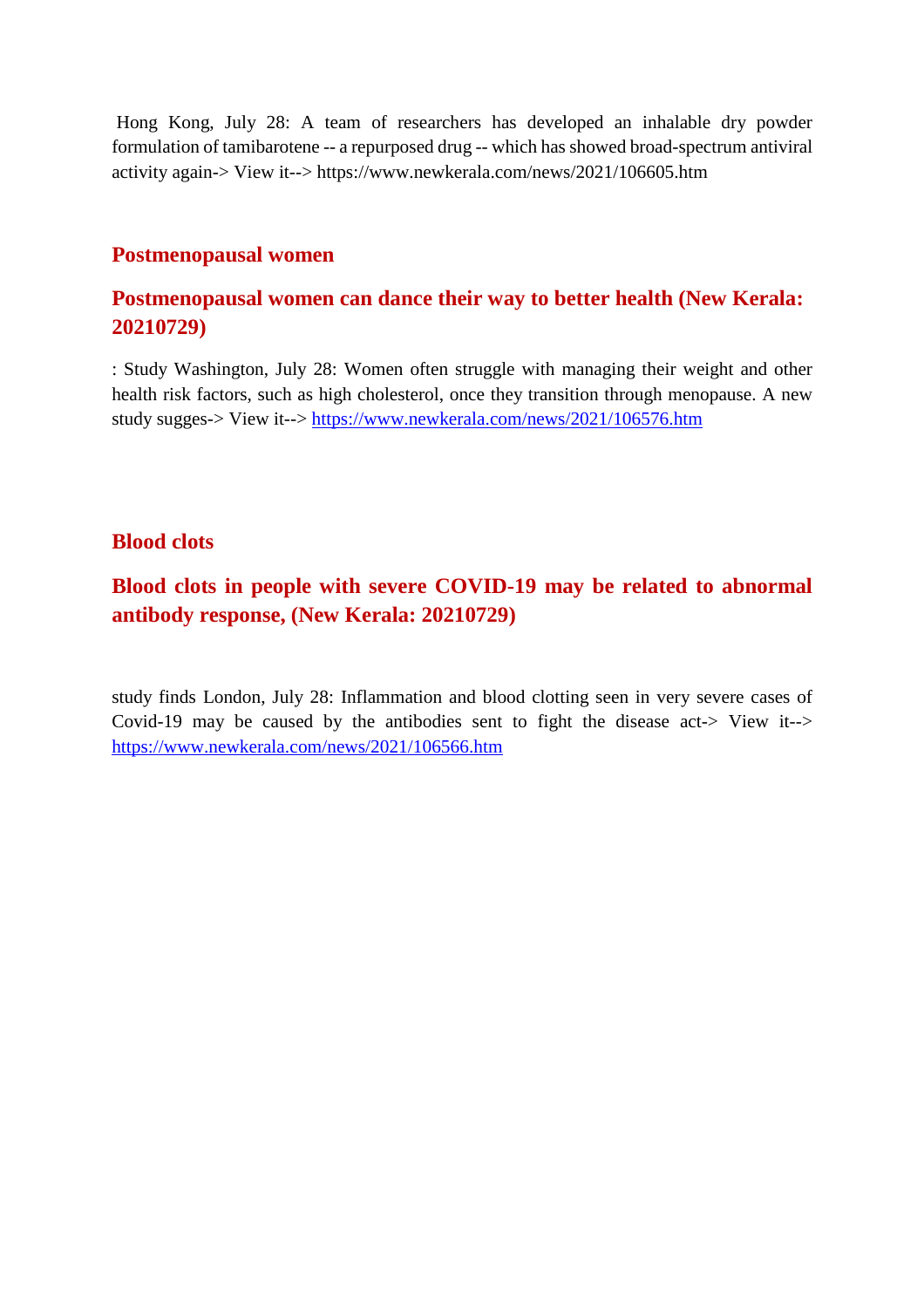Hong Kong, July 28: A team of researchers has developed an inhalable dry powder formulation of tamibarotene -- a repurposed drug -- which has showed broad-spectrum antiviral activity again-> View it--> https://www.newkerala.com/news/2021/106605.htm

## Postmenopausal women

## Postmenopausal women can dance their way to better health (New Kerala: 20210729)

: Study Washington, July 28: Women often struggle with managing their weight and other health risk factors, such as high cholesterol, once they transition through menopause. A new study sugges-> View it--> https://www.newkerala.com/news/2021/106576.htm

## Blood clots

## Blood clots in people with severe COVID-19 may be related to abnormal antibody response, (New Kerala: 20210729)

study finds London, July 28: Inflammation and blood clotting seen in very severe cases of Covid-19 may be caused by the antibodies sent to fight the disease act-> View it--> https://www.newkerala.com/news/2021/106566.htm